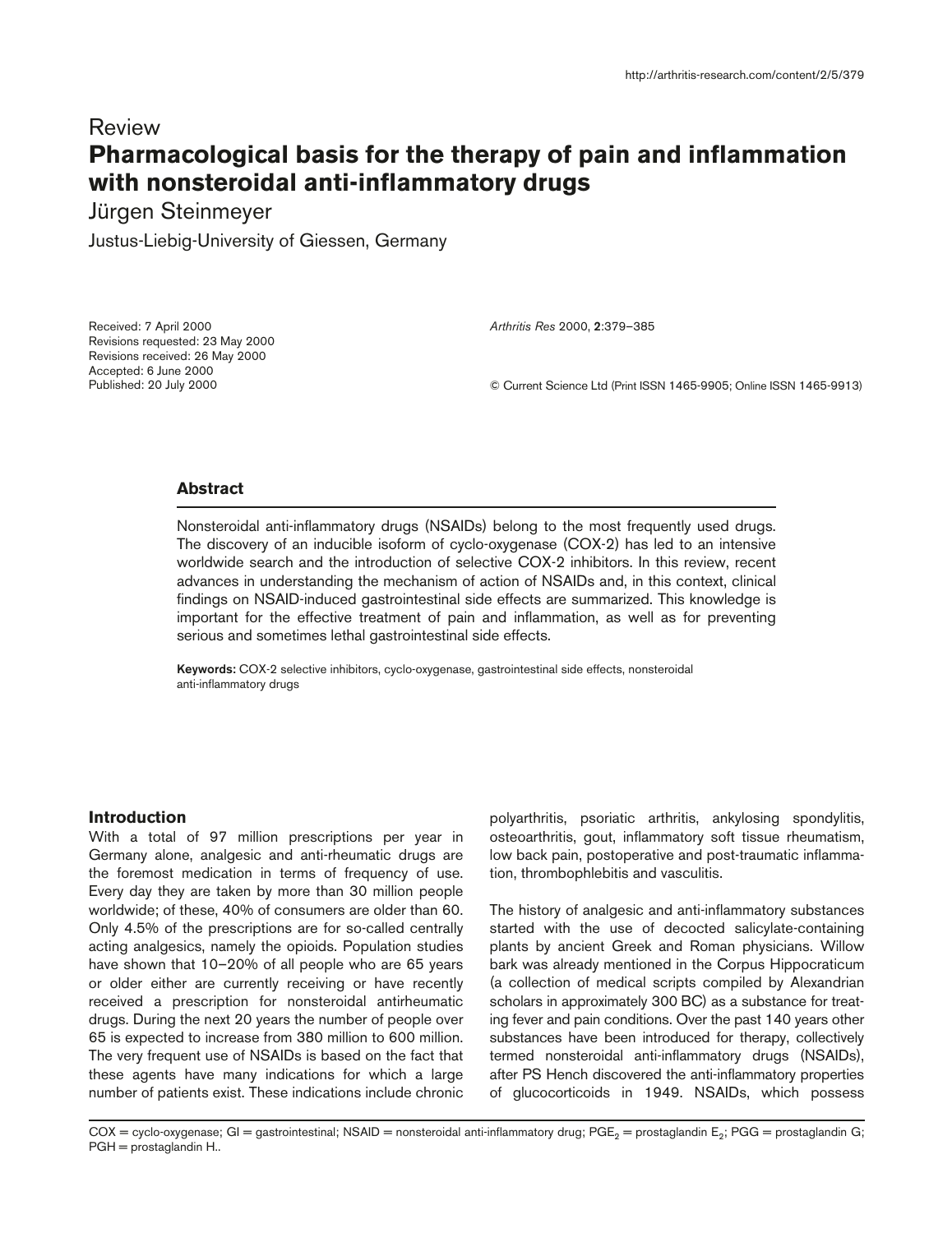Review

# Pharmacological basis for the therapy of pain and inflammation with nonsteroidal anti-inflammatory drugs

Jürgen Steinmeyer

Justus-Liebig-University of Giessen, Germany

Received: 7 April 2000
Revisions requested: 23 May 2000
Revisions received: 26 May 2000
Accepted: 6 June 2000
Published: 20 July 2000

*Arthritis Res* 2000, **2**:379–385

© Current Science Ltd (Print ISSN 1465-9905; Online ISSN 1465-9913)

## Abstract

Nonsteroidal anti-inflammatory drugs (NSAIDs) belong to the most frequently used drugs. The discovery of an inducible isoform of cyclo-oxygenase (COX-2) has led to an intensive worldwide search and the introduction of selective COX-2 inhibitors. In this review, recent advances in understanding the mechanism of action of NSAIDs and, in this context, clinical findings on NSAID-induced gastrointestinal side effects are summarized. This knowledge is important for the effective treatment of pain and inflammation, as well as for preventing serious and sometimes lethal gastrointestinal side effects.

**Keywords:** COX-2 selective inhibitors, cyclo-oxygenase, gastrointestinal side effects, nonsteroidal anti-inflammatory drugs

## Introduction

With a total of 97 million prescriptions per year in Germany alone, analgesic and anti-rheumatic drugs are the foremost medication in terms of frequency of use. Every day they are taken by more than 30 million people worldwide; of these, 40% of consumers are older than 60. Only 4.5% of the prescriptions are for so-called centrally acting analgesics, namely the opioids. Population studies have shown that 10–20% of all people who are 65 years or older either are currently receiving or have recently received a prescription for nonsteroidal antirheumatic drugs. During the next 20 years the number of people over 65 is expected to increase from 380 million to 600 million. The very frequent use of NSAIDs is based on the fact that these agents have many indications for which a large number of patients exist. These indications include chronic polyarthritis, psoriatic arthritis, ankylosing spondylitis, osteoarthritis, gout, inflammatory soft tissue rheumatism, low back pain, postoperative and post-traumatic inflammation, thrombophlebitis and vasculitis.

The history of analgesic and anti-inflammatory substances started with the use of decocted salicylate-containing plants by ancient Greek and Roman physicians. Willow bark was already mentioned in the Corpus Hippocraticum (a collection of medical scripts compiled by Alexandrian scholars in approximately 300 BC) as a substance for treating fever and pain conditions. Over the past 140 years other substances have been introduced for therapy, collectively termed nonsteroidal anti-inflammatory drugs (NSAIDs), after PS Hench discovered the anti-inflammatory properties of glucocorticoids in 1949. NSAIDs, which possess

COX = cyclo-oxygenase; GI = gastrointestinal; NSAID = nonsteroidal anti-inflammatory drug; $PGE_2$ = prostaglandin $E_2$; PGG = prostaglandin G; PGH = prostaglandin H..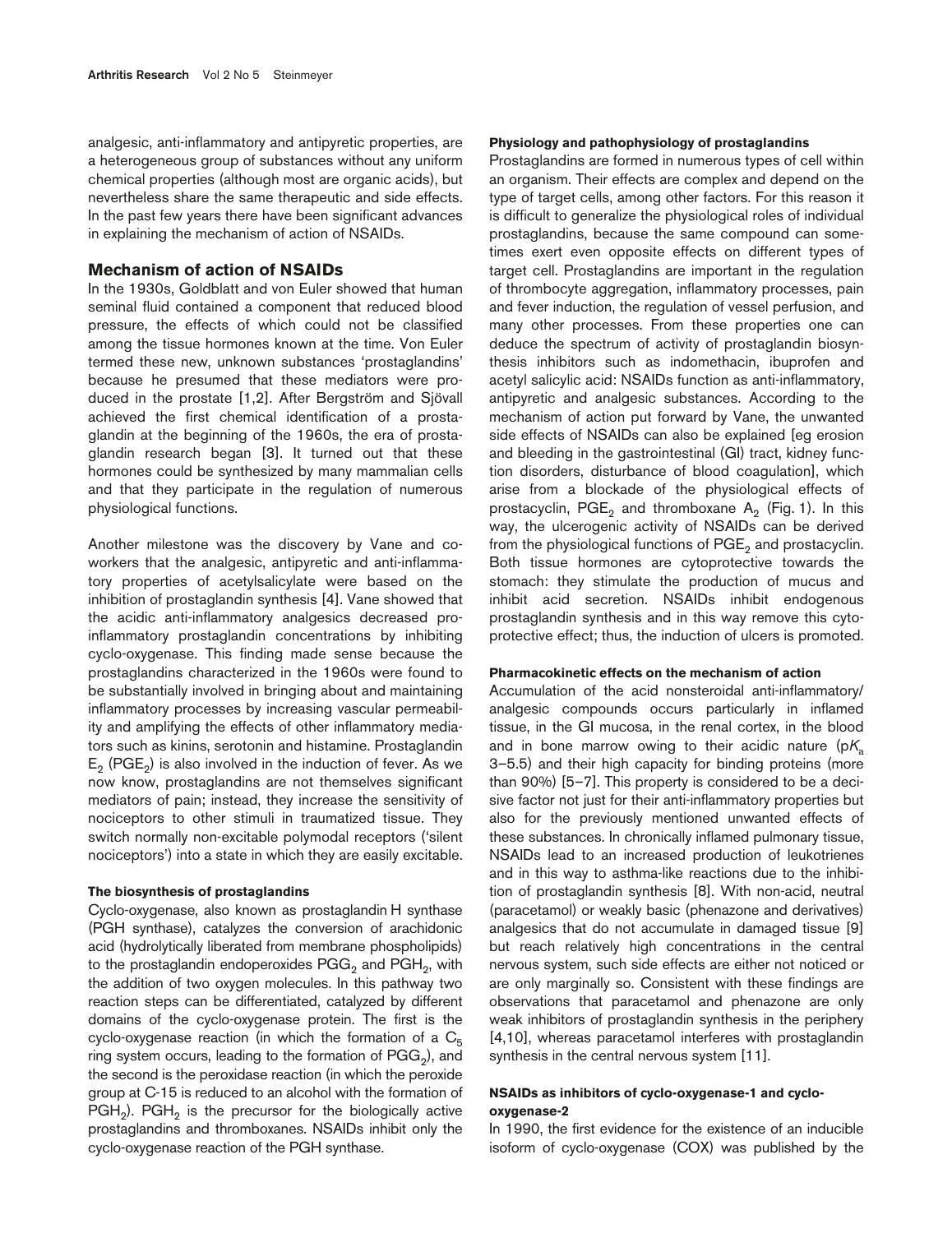analgesic, anti-inflammatory and antipyretic properties, are a heterogeneous group of substances without any uniform chemical properties (although most are organic acids), but nevertheless share the same therapeutic and side effects. In the past few years there have been significant advances in explaining the mechanism of action of NSAIDs.

## Mechanism of action of NSAIDs

In the 1930s, Goldblatt and von Euler showed that human seminal fluid contained a component that reduced blood pressure, the effects of which could not be classified among the tissue hormones known at the time. Von Euler termed these new, unknown substances 'prostaglandins' because he presumed that these mediators were produced in the prostate [1,2]. After Bergström and Sjövall achieved the first chemical identification of a prostaglandin at the beginning of the 1960s, the era of prostaglandin research began [3]. It turned out that these hormones could be synthesized by many mammalian cells and that they participate in the regulation of numerous physiological functions.

Another milestone was the discovery by Vane and coworkers that the analgesic, antipyretic and anti-inflammatory properties of acetylsalicylate were based on the inhibition of prostaglandin synthesis [4]. Vane showed that the acidic anti-inflammatory analgesics decreased pro-inflammatory prostaglandin concentrations by inhibiting cyclo-oxygenase. This finding made sense because the prostaglandins characterized in the 1960s were found to be substantially involved in bringing about and maintaining inflammatory processes by increasing vascular permeability and amplifying the effects of other inflammatory mediators such as kinins, serotonin and histamine. Prostaglandin $E_2$ ($PGE_2$) is also involved in the induction of fever. As we now know, prostaglandins are not themselves significant mediators of pain; instead, they increase the sensitivity of nociceptors to other stimuli in traumatized tissue. They switch normally non-excitable polymodal receptors ('silent nociceptors') into a state in which they are easily excitable.

### The biosynthesis of prostaglandins

Cyclo-oxygenase, also known as prostaglandin H synthase (PGH synthase), catalyzes the conversion of arachidonic acid (hydrolytically liberated from membrane phospholipids) to the prostaglandin endoperoxides $PGG_2$ and $PGH_2$, with the addition of two oxygen molecules. In this pathway two reaction steps can be differentiated, catalyzed by different domains of the cyclo-oxygenase protein. The first is the cyclo-oxygenase reaction (in which the formation of a $C_5$ ring system occurs, leading to the formation of $PGG_2$), and the second is the peroxidase reaction (in which the peroxide group at C-15 is reduced to an alcohol with the formation of $PGH_2$). $PGH_2$ is the precursor for the biologically active prostaglandins and thromboxanes. NSAIDs inhibit only the cyclo-oxygenase reaction of the PGH synthase.

### Physiology and pathophysiology of prostaglandins

Prostaglandins are formed in numerous types of cell within an organism. Their effects are complex and depend on the type of target cells, among other factors. For this reason it is difficult to generalize the physiological roles of individual prostaglandins, because the same compound can sometimes exert even opposite effects on different types of target cell. Prostaglandins are important in the regulation of thrombocyte aggregation, inflammatory processes, pain and fever induction, the regulation of vessel perfusion, and many other processes. From these properties one can deduce the spectrum of activity of prostaglandin biosynthesis inhibitors such as indomethacin, ibuprofen and acetyl salicylic acid: NSAIDs function as anti-inflammatory, antipyretic and analgesic substances. According to the mechanism of action put forward by Vane, the unwanted side effects of NSAIDs can also be explained [eg erosion and bleeding in the gastrointestinal (GI) tract, kidney function disorders, disturbance of blood coagulation], which arise from a blockade of the physiological effects of prostacyclin, $PGE_2$ and thromboxane $A_2$ (Fig. 1). In this way, the ulcerogenic activity of NSAIDs can be derived from the physiological functions of $PGE_2$ and prostacyclin. Both tissue hormones are cytoprotective towards the stomach: they stimulate the production of mucus and inhibit acid secretion. NSAIDs inhibit endogenous prostaglandin synthesis and in this way remove this cytoprotective effect; thus, the induction of ulcers is promoted.

### Pharmacokinetic effects on the mechanism of action

Accumulation of the acid nonsteroidal anti-inflammatory/analgesic compounds occurs particularly in inflamed tissue, in the GI mucosa, in the renal cortex, in the blood and in bone marrow owing to their acidic nature ($pK_a$ 3–5.5) and their high capacity for binding proteins (more than 90%) [5–7]. This property is considered to be a decisive factor not just for their anti-inflammatory properties but also for the previously mentioned unwanted effects of these substances. In chronically inflamed pulmonary tissue, NSAIDs lead to an increased production of leukotrienes and in this way to asthma-like reactions due to the inhibition of prostaglandin synthesis [8]. With non-acid, neutral (paracetamol) or weakly basic (phenazone and derivatives) analgesics that do not accumulate in damaged tissue [9] but reach relatively high concentrations in the central nervous system, such side effects are either not noticed or are only marginally so. Consistent with these findings are observations that paracetamol and phenazone are only weak inhibitors of prostaglandin synthesis in the periphery [4,10], whereas paracetamol interferes with prostaglandin synthesis in the central nervous system [11].

### NSAIDs as inhibitors of cyclo-oxygenase-1 and cyclo-oxygenase-2

In 1990, the first evidence for the existence of an inducible isoform of cyclo-oxygenase (COX) was published by the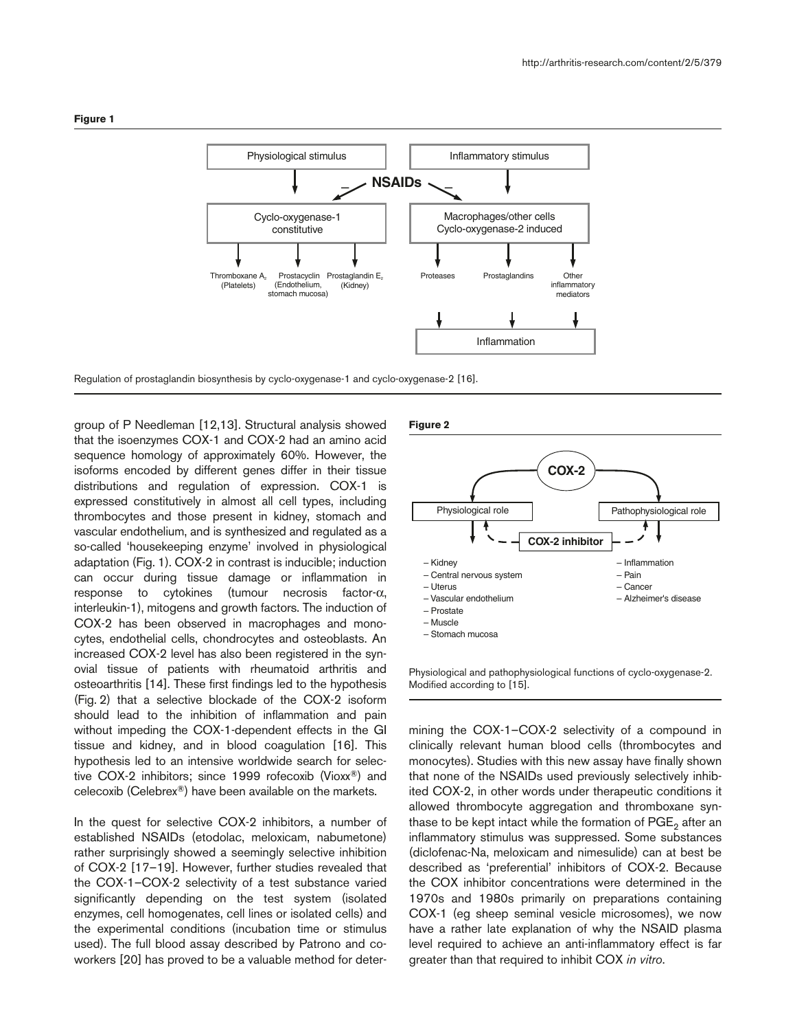**Figure 1**

Regulation of prostaglandin biosynthesis by cyclo-oxygenase-1 and cyclo-oxygenase-2 [16].

group of P Needleman [12,13]. Structural analysis showed that the isoenzymes COX-1 and COX-2 had an amino acid sequence homology of approximately 60%. However, the isoforms encoded by different genes differ in their tissue distributions and regulation of expression. COX-1 is expressed constitutively in almost all cell types, including thrombocytes and those present in kidney, stomach and vascular endothelium, and is synthesized and regulated as a so-called 'housekeeping enzyme' involved in physiological adaptation (Fig. 1). COX-2 in contrast is inducible; induction can occur during tissue damage or inflammation in response to cytokines (tumour necrosis factor-$\alpha$, interleukin-1), mitogens and growth factors. The induction of COX-2 has been observed in macrophages and monocytes, endothelial cells, chondrocytes and osteoblasts. An increased COX-2 level has also been registered in the synovial tissue of patients with rheumatoid arthritis and osteoarthritis [14]. These first findings led to the hypothesis (Fig. 2) that a selective blockade of the COX-2 isoform should lead to the inhibition of inflammation and pain without impeding the COX-1-dependent effects in the GI tissue and kidney, and in blood coagulation [16]. This hypothesis led to an intensive worldwide search for selective COX-2 inhibitors; since 1999 rofecoxib (Vioxx®) and celecoxib (Celebrex®) have been available on the markets.

In the quest for selective COX-2 inhibitors, a number of established NSAIDs (etodolac, meloxicam, nabumetone) rather surprisingly showed a seemingly selective inhibition of COX-2 [17–19]. However, further studies revealed that the COX-1–COX-2 selectivity of a test substance varied significantly depending on the test system (isolated enzymes, cell homogenates, cell lines or isolated cells) and the experimental conditions (incubation time or stimulus used). The full blood assay described by Patrono and coworkers [20] has proved to be a valuable method for determining the COX-1–COX-2 selectivity of a compound in clinically relevant human blood cells (thrombocytes and monocytes). Studies with this new assay have finally shown that none of the NSAIDs used previously selectively inhibited COX-2, in other words under therapeutic conditions it allowed thrombocyte aggregation and thromboxane synthase to be kept intact while the formation of $PGE_2$ after an inflammatory stimulus was suppressed. Some substances (diclofenac-Na, meloxicam and nimesulide) can at best be described as 'preferential' inhibitors of COX-2. Because the COX inhibitor concentrations were determined in the 1970s and 1980s primarily on preparations containing COX-1 (eg sheep seminal vesicle microsomes), we now have a rather late explanation of why the NSAID plasma level required to achieve an anti-inflammatory effect is far greater than that required to inhibit COX *in vitro*.

**Figure 2**

Physiological and pathophysiological functions of cyclo-oxygenase-2. Modified according to [15].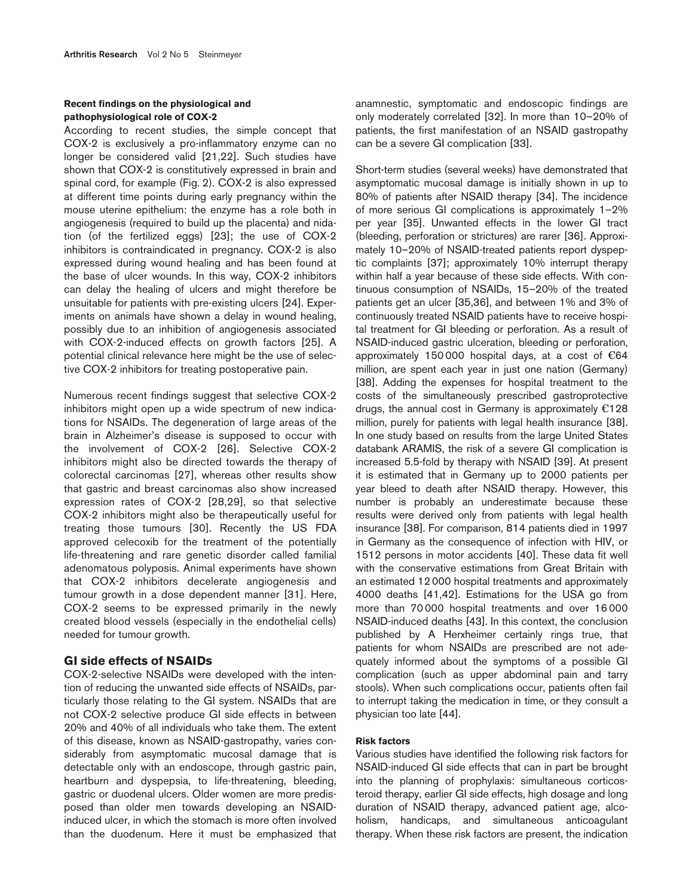#### Recent findings on the physiological and pathophysiological role of COX-2

According to recent studies, the simple concept that COX-2 is exclusively a pro-inflammatory enzyme can no longer be considered valid [21,22]. Such studies have shown that COX-2 is constitutively expressed in brain and spinal cord, for example (Fig. 2). COX-2 is also expressed at different time points during early pregnancy within the mouse uterine epithelium: the enzyme has a role both in angiogenesis (required to build up the placenta) and nidation (of the fertilized eggs) [23]; the use of COX-2 inhibitors is contraindicated in pregnancy. COX-2 is also expressed during wound healing and has been found at the base of ulcer wounds. In this way, COX-2 inhibitors can delay the healing of ulcers and might therefore be unsuitable for patients with pre-existing ulcers [24]. Experiments on animals have shown a delay in wound healing, possibly due to an inhibition of angiogenesis associated with COX-2-induced effects on growth factors [25]. A potential clinical relevance here might be the use of selective COX-2 inhibitors for treating postoperative pain.

Numerous recent findings suggest that selective COX-2 inhibitors might open up a wide spectrum of new indications for NSAIDs. The degeneration of large areas of the brain in Alzheimer's disease is supposed to occur with the involvement of COX-2 [26]. Selective COX-2 inhibitors might also be directed towards the therapy of colorectal carcinomas [27], whereas other results show that gastric and breast carcinomas also show increased expression rates of COX-2 [28,29], so that selective COX-2 inhibitors might also be therapeutically useful for treating those tumours [30]. Recently the US FDA approved celecoxib for the treatment of the potentially life-threatening and rare genetic disorder called familial adenomatous polyposis. Animal experiments have shown that COX-2 inhibitors decelerate angiogenesis and tumour growth in a dose dependent manner [31]. Here, COX-2 seems to be expressed primarily in the newly created blood vessels (especially in the endothelial cells) needed for tumour growth.

## GI side effects of NSAIDs

COX-2-selective NSAIDs were developed with the intention of reducing the unwanted side effects of NSAIDs, particularly those relating to the GI system. NSAIDs that are not COX-2 selective produce GI side effects in between 20% and 40% of all individuals who take them. The extent of this disease, known as NSAID-gastropathy, varies considerably from asymptomatic mucosal damage that is detectable only with an endoscope, through gastric pain, heartburn and dyspepsia, to life-threatening, bleeding, gastric or duodenal ulcers. Older women are more predisposed than older men towards developing an NSAID-induced ulcer, in which the stomach is more often involved than the duodenum. Here it must be emphasized that anamnestic, symptomatic and endoscopic findings are only moderately correlated [32]. In more than 10–20% of patients, the first manifestation of an NSAID gastropathy can be a severe GI complication [33].

Short-term studies (several weeks) have demonstrated that asymptomatic mucosal damage is initially shown in up to 80% of patients after NSAID therapy [34]. The incidence of more serious GI complications is approximately 1–2% per year [35]. Unwanted effects in the lower GI tract (bleeding, perforation or strictures) are rarer [36]. Approximately 10–20% of NSAID-treated patients report dyspeptic complaints [37]; approximately 10% interrupt therapy within half a year because of these side effects. With continuous consumption of NSAIDs, 15–20% of the treated patients get an ulcer [35,36], and between 1% and 3% of continuously treated NSAID patients have to receive hospital treatment for GI bleeding or perforation. As a result of NSAID-induced gastric ulceration, bleeding or perforation, approximately 150 000 hospital days, at a cost of €64 million, are spent each year in just one nation (Germany) [38]. Adding the expenses for hospital treatment to the costs of the simultaneously prescribed gastroprotective drugs, the annual cost in Germany is approximately €128 million, purely for patients with legal health insurance [38]. In one study based on results from the large United States databank ARAMIS, the risk of a severe GI complication is increased 5.5-fold by therapy with NSAID [39]. At present it is estimated that in Germany up to 2000 patients per year bleed to death after NSAID therapy. However, this number is probably an underestimate because these results were derived only from patients with legal health insurance [38]. For comparison, 814 patients died in 1997 in Germany as the consequence of infection with HIV, or 1512 persons in motor accidents [40]. These data fit well with the conservative estimations from Great Britain with an estimated 12 000 hospital treatments and approximately 4000 deaths [41,42]. Estimations for the USA go from more than 70 000 hospital treatments and over 16 000 NSAID-induced deaths [43]. In this context, the conclusion published by A Herxheimer certainly rings true, that patients for whom NSAIDs are prescribed are not adequately informed about the symptoms of a possible GI complication (such as upper abdominal pain and tarry stools). When such complications occur, patients often fail to interrupt taking the medication in time, or they consult a physician too late [44].

#### Risk factors

Various studies have identified the following risk factors for NSAID-induced GI side effects that can in part be brought into the planning of prophylaxis: simultaneous corticosteroid therapy, earlier GI side effects, high dosage and long duration of NSAID therapy, advanced patient age, alcoholism, handicaps, and simultaneous anticoagulant therapy. When these risk factors are present, the indication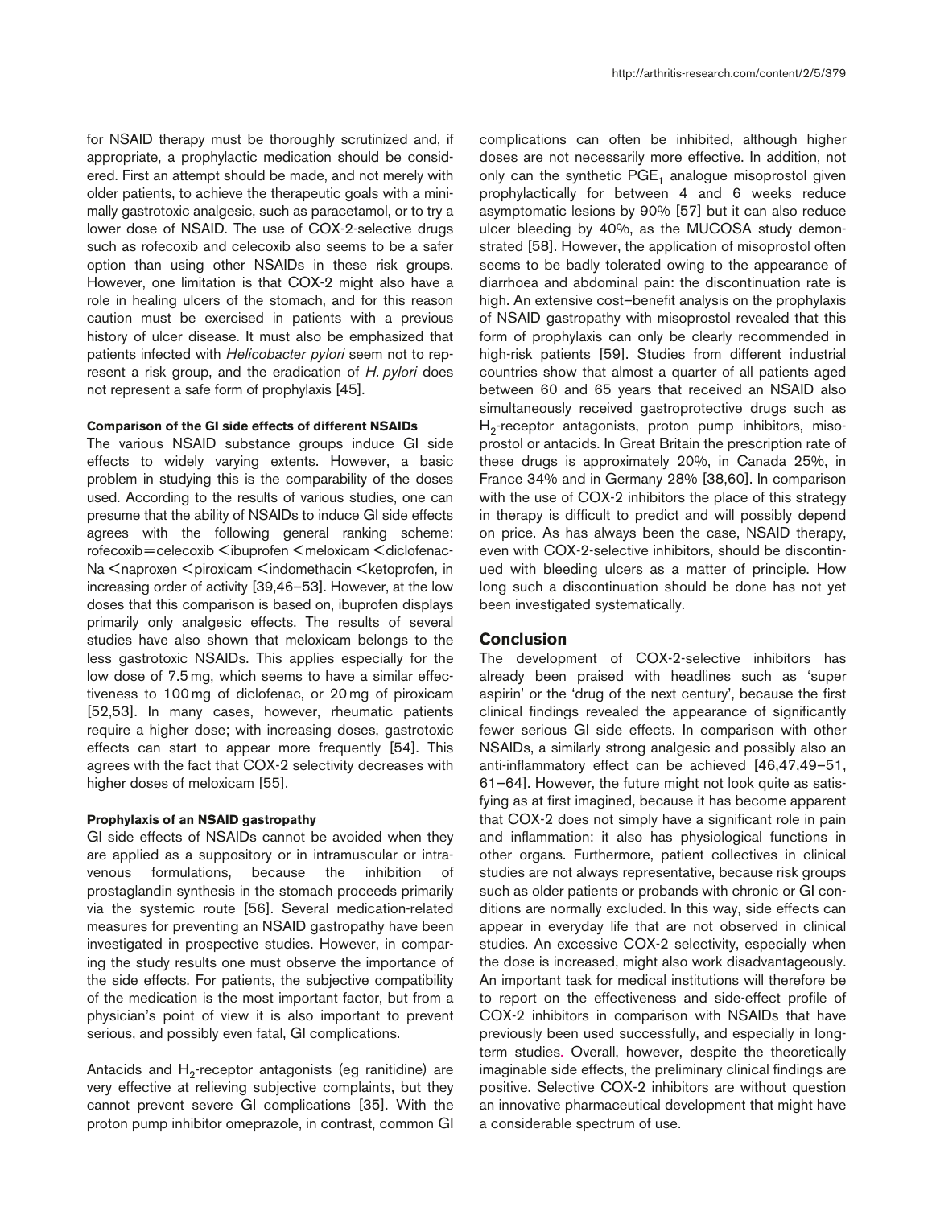for NSAID therapy must be thoroughly scrutinized and, if appropriate, a prophylactic medication should be considered. First an attempt should be made, and not merely with older patients, to achieve the therapeutic goals with a minimally gastrotoxic analgesic, such as paracetamol, or to try a lower dose of NSAID. The use of COX-2-selective drugs such as rofecoxib and celecoxib also seems to be a safer option than using other NSAIDs in these risk groups. However, one limitation is that COX-2 might also have a role in healing ulcers of the stomach, and for this reason caution must be exercised in patients with a previous history of ulcer disease. It must also be emphasized that patients infected with *Helicobacter pylori* seem not to represent a risk group, and the eradication of *H. pylori* does not represent a safe form of prophylaxis [45].

#### Comparison of the GI side effects of different NSAIDs

The various NSAID substance groups induce GI side effects to widely varying extents. However, a basic problem in studying this is the comparability of the doses used. According to the results of various studies, one can presume that the ability of NSAIDs to induce GI side effects agrees with the following general ranking scheme: rofecoxib = celecoxib < ibuprofen < meloxicam < diclofenac-Na < naproxen < piroxicam < indomethacin < ketoprofen, in increasing order of activity [39,46–53]. However, at the low doses that this comparison is based on, ibuprofen displays primarily only analgesic effects. The results of several studies have also shown that meloxicam belongs to the less gastrotoxic NSAIDs. This applies especially for the low dose of 7.5 mg, which seems to have a similar effectiveness to 100 mg of diclofenac, or 20 mg of piroxicam [52,53]. In many cases, however, rheumatic patients require a higher dose; with increasing doses, gastrotoxic effects can start to appear more frequently [54]. This agrees with the fact that COX-2 selectivity decreases with higher doses of meloxicam [55].

#### Prophylaxis of an NSAID gastropathy

GI side effects of NSAIDs cannot be avoided when they are applied as a suppository or in intramuscular or intravenous formulations, because the inhibition of prostaglandin synthesis in the stomach proceeds primarily via the systemic route [56]. Several medication-related measures for preventing an NSAID gastropathy have been investigated in prospective studies. However, in comparing the study results one must observe the importance of the side effects. For patients, the subjective compatibility of the medication is the most important factor, but from a physician's point of view it is also important to prevent serious, and possibly even fatal, GI complications.

Antacids and $H_2$-receptor antagonists (eg ranitidine) are very effective at relieving subjective complaints, but they cannot prevent severe GI complications [35]. With the proton pump inhibitor omeprazole, in contrast, common GI complications can often be inhibited, although higher doses are not necessarily more effective. In addition, not only can the synthetic $PGE_1$ analogue misoprostol given prophylactically for between 4 and 6 weeks reduce asymptomatic lesions by 90% [57] but it can also reduce ulcer bleeding by 40%, as the MUCOSA study demonstrated [58]. However, the application of misoprostol often seems to be badly tolerated owing to the appearance of diarrhoea and abdominal pain: the discontinuation rate is high. An extensive cost–benefit analysis on the prophylaxis of NSAID gastropathy with misoprostol revealed that this form of prophylaxis can only be clearly recommended in high-risk patients [59]. Studies from different industrial countries show that almost a quarter of all patients aged between 60 and 65 years that received an NSAID also simultaneously received gastroprotective drugs such as $H_2$-receptor antagonists, proton pump inhibitors, misoprostol or antacids. In Great Britain the prescription rate of these drugs is approximately 20%, in Canada 25%, in France 34% and in Germany 28% [38,60]. In comparison with the use of COX-2 inhibitors the place of this strategy in therapy is difficult to predict and will possibly depend on price. As has always been the case, NSAID therapy, even with COX-2-selective inhibitors, should be discontinued with bleeding ulcers as a matter of principle. How long such a discontinuation should be done has not yet been investigated systematically.

## Conclusion

The development of COX-2-selective inhibitors has already been praised with headlines such as 'super aspirin' or the 'drug of the next century', because the first clinical findings revealed the appearance of significantly fewer serious GI side effects. In comparison with other NSAIDs, a similarly strong analgesic and possibly also an anti-inflammatory effect can be achieved [46,47,49–51, 61–64]. However, the future might not look quite as satisfying as at first imagined, because it has become apparent that COX-2 does not simply have a significant role in pain and inflammation: it also has physiological functions in other organs. Furthermore, patient collectives in clinical studies are not always representative, because risk groups such as older patients or probands with chronic or GI conditions are normally excluded. In this way, side effects can appear in everyday life that are not observed in clinical studies. An excessive COX-2 selectivity, especially when the dose is increased, might also work disadvantageously. An important task for medical institutions will therefore be to report on the effectiveness and side-effect profile of COX-2 inhibitors in comparison with NSAIDs that have previously been used successfully, and especially in long-term studies. Overall, however, despite the theoretically imaginable side effects, the preliminary clinical findings are positive. Selective COX-2 inhibitors are without question an innovative pharmaceutical development that might have a considerable spectrum of use.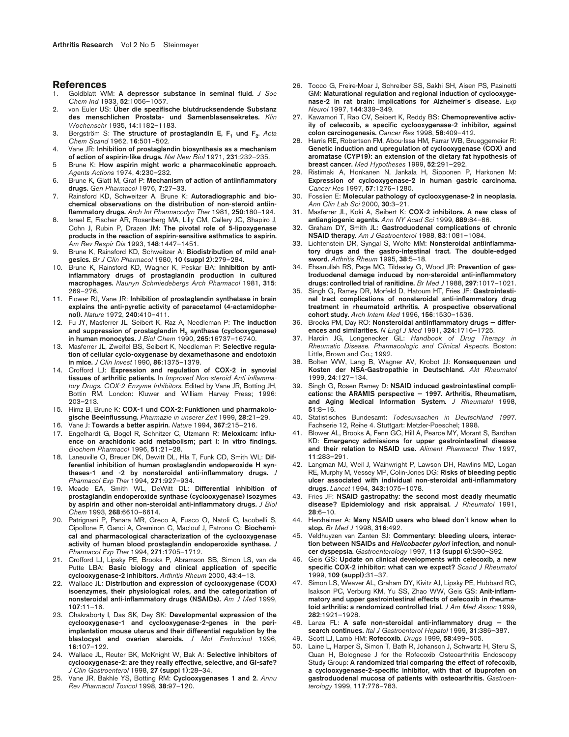## References

1. Goldblatt WM: **A depressor substance in seminal fluid.** *J Soc Chem Ind* 1933, **52**:1056–1057.
2. von Euler US: **Über die spezifische blutdrucksendende Substanz des menschlichen Prostata- und Samenblasensekretes.** *Klin Wochenschr* 1935, **14**:1182–1183.
3. Bergström S: **The structure of prostaglandin E, $F_1$ und $F_2$.** *Acta Chem Scand* 1962, **16**:501–502.
4. Vane JR: **Inhibition of prostaglandin biosynthesis as a mechanism of action of aspirin-like drugs.** *Nat New Biol* 1971, **231**:232–235.
5. Brune K: **How aspirin might work: a pharmacokinetic approach.** *Agents Actions* 1974, **4**:230–232.
6. Brune K, Glatt M, Graf P: **Mechanism of action of antiinflammatory drugs.** *Gen Pharmacol* 1976, **7**:27–33.
7. Rainsford KD, Schweitzer A, Brune K: **Autoradiographic and biochemical observations on the distribution of non-steroid antiinflammatory drugs.** *Arch Int Pharmacodyn Ther* 1981, **250**:180–194.
8. Israel E, Fischer AR, Rosenberg MA, Lilly CM, Callery JC, Shapiro J, Cohn J, Rubin P, Drazen JM: **The pivotal role of 5-lipoxygenase products in the reaction of aspirin-sensitive asthmatics to aspirin.** *Am Rev Respir Dis* 1993, **148**:1447–1451.
9. Brune K, Rainsford KD, Schweitzer A: **Biodistribution of mild analgesics.** *Br J Clin Pharmacol* 1980, **10 (suppl 2)**:279–284.
10. Brune K, Rainsford KD, Wagner K, Peskar BA: **Inhibition by antiinflammatory drugs of prostaglandin production in cultured macrophages.** *Naunyn Schmiedebergs Arch Pharmacol* 1981, **315**: 269–276.
11. Flower RJ, Vane JR: **Inhibition of prostaglandin synthetase in brain explains the anti-pyretic activity of paracetamol (4-actamidophenol).** *Nature* 1972, **240**:410–411.
12. Fu JY, Masferrer JL, Seibert K, Raz A, Needleman P: **The induction and suppression of prostaglandin $H_2$ synthase (cyclooxygenase) in human monocytes.** *J Biol Chem* 1990, **265**:16737–16740.
13. Masferrer JL, Zweifel BS, Seibert K, Needleman P: **Selective regulation of cellular cyclo-oxygenase by dexamethasone and endotoxin in mice.** *J Clin Invest* 1990, **86**:1375–1379.
14. Crofford LJ: **Expression and regulation of COX-2 in synovial tissues of arthritic patients.** In *Improved Non-steroid Anti-inflammatory Drugs. COX-2 Enzyme Inhibitors*. Edited by Vane JR, Botting JH, Bottin RM. London: Kluwer and William Harvey Press; 1996: 203–213.
15. Himz B, Brune K: **COX-1 und COX-2: Funktionen und pharmakologische Beeinflussung.** *Pharmazie in unserer Zeit* 1999, **28**:21–29.
16. Vane J: **Towards a better aspirin.** *Nature* 1994, **367**:215–216.
17. Engelhardt G, Bogel R, Schnitzer C, Utzmann R: **Meloxicam: influence on arachidonic acid metabolism; part I: In vitro findings.** *Biochem Pharmacol* 1996, **51**:21–28.
18. Laneuville O, Breuer DK, Dewitt DL, Hla T, Funk CD, Smith WL: **Differential inhibition of human prostaglandin endoperoxide H synthases-1 and -2 by nonsteroidal anti-inflammatory drugs.** *J Pharmacol Exp Ther* 1994, **271**:927–934.
19. Meade EA, Smith WL, DeWitt DL: **Differential inhibition of prostaglandin endoperoxide synthase (cyclooxygenase) isozymes by aspirin and other non-steroidal anti-inflammatory drugs.** *J Biol Chem* 1993, **268**:6610–6614.
20. Patrignani P, Panara MR, Greco A, Fusco O, Natoli C, Iacobelli S, Cipollone F, Ganci A, Creminon C, Maclouf J, Patrono C: **Biochemical and pharmacological characterization of the cyclooxygenase activity of human blood prostaglandin endoperoxide synthase.** *J Pharmacol Exp Ther* 1994, **271**:1705–1712.
21. Crofford LJ, Lipsky PE, Brooks P, Abramson SB, Simon LS, van de Putte LBA: **Basic biology and clinical application of specific cyclooxygenase-2 inhibitors.** *Arthritis Rheum* 2000, **43**:4–13.
22. Wallace JL: **Distribution and expression of cyclooxygenase (COX) isoenzymes, their physiological roles, and the categorization of nonsteroidal anti-inflammatory drugs (NSAIDs).** *Am J Med* 1999, **107**:11–16.
23. Chakraborty I, Das SK, Dey SK: **Developmental expression of the cyclooxygenase-1 and cyclooxygenase-2-genes in the periimplantation mouse uterus and their differential regulation by the blastocyst and ovarian steroids.** *J Mol Endocrinol* 1996, **16**:107–122.
24. Wallace JL, Reuter BK, McKnight W, Bak A: **Selective inhibitors of cyclooxygenase-2: are they really effective, selective, and GI-safe?** *J Clin Gastroenterol* 1998, **27 (suppl 1)**:28–34.
25. Vane JR, Bakhle YS, Botting RM: **Cyclooxygenases 1 and 2.** *Annu Rev Pharmacol Toxicol* 1998, **38**:97–120.
26. Tocco G, Freire-Moar J, Schreiber SS, Sakhi SH, Aisen PS, Pasinetti GM: **Maturational regulation and regional induction of cyclooxygenase-2 in rat brain: implications for Alzheimer´s disease.** *Exp Neurol* 1997, **144**:339–349.
27. Kawamori T, Rao CV, Seibert K, Reddy BS: **Chemopreventive activity of celecoxib, a specific cyclooxygenase-2 inhibitor, against colon carcinogenesis.** *Cancer Res* 1998, **58**:409–412.
28. Harris RE, Robertson FM, Abou-Issa HM, Farrar WB, Brueggemeier R: **Genetic induction and upregulation of cyclooxygenase (COX) and aromatase (CYP19): an extension of the dietary fat hypothesis of breast cancer.** *Med Hypotheses* 1999, **52**:291–292.
29. Ristimaki A, Honkanen N, Jankala H, Sipponen P, Harkonen M: **Expression of cyclooxygenase-2 in human gastric carcinoma.** *Cancer Res* 1997, **57**:1276–1280.
30. Fosslien E: **Molecular pathology of cyclooxygenase-2 in neoplasia.** *Ann Clin Lab Sci* 2000, **30**:3–21.
31. Masferrer JL, Koki A, Seibert K: **COX-2 inhibitors. A new class of antiangiogenic agents.** *Ann NY Acad Sci* 1999, **889**:84–86.
32. Graham DY, Smith JL: **Gastroduodenal complications of chronic NSAID therapy.** *Am J Gastroenterol* 1988, **83**:1081–1084.
33. Lichtenstein DR, Syngal S, Wolfe MM: **Nonsteroidal antiinflammatory drugs and the gastro-intestinal tract. The double-edged sword.** *Arthritis Rheum* 1995, **38**:5–18.
34. Ehsanullah RS, Page MC, Tildesley G, Wood JR: **Prevention of gastroduodenal damage induced by non-steroidal anti-inflammatory drugs: controlled trial of ranitidine.** *Br Med J* 1988, **297**:1017–1021.
35. Singh G, Ramey DR, Morfeld D, Hatoum HT, Fries JF: **Gastrointestinal tract complications of nonsteroidal anti-inflammatory drug treatment in rheumatoid arthritis. A prospective observational cohort study.** *Arch Intern Med* 1996, **156**:1530–1536.
36. Brooks PM, Day RO: **Nonsteroidal antiinflammatory drugs — differences and similarities.** *N Engl J Med* 1991, **324**:1716–1725.
37. Hardin JG, Longenecker GL: *Handbook of Drug Therapy in Rheumatic Disease. Pharmacologic and Clinical Aspects.* Boston: Little, Brown and Co.; 1992.
38. Bolten WW, Lang B, Wagner AV, Krobot JJ: **Konsequenzen und Kosten der NSA-Gastropathie in Deutschland.** *Akt Rheumatol* 1999, **24**:127–134.
39. Singh G, Rosen Ramey D: **NSAID induced gastrointestinal complications: the ARAMIS perspective — 1997. Arthritis, Rheumatism, and Aging Medical Information System.** *J Rheumatol* 1998, **51**:8–16.
40. Statistisches Bundesamt: *Todesursachen in Deutschland 1997*. Fachserie 12, Reihe 4. Stuttgart: Metzler-Poeschel; 1998.
41. Blower AL, Brooks A, Fenn GC, Hill A, Pearce MY, Morant S, Bardhan KD: **Emergency admissions for upper gastrointestinal disease and their relation to NSAID use.** *Aliment Pharmacol Ther* 1997, **11**:283–291.
42. Langman MJ, Weil J, Wainwright P, Lawson DH, Rawlins MD, Logan RE, Murphy M, Vessey MP, Colin-Jones DG: **Risks of bleeding peptic ulcer associated with individual non-steroidal anti-inflammatory drugs.** *Lancet* 1994, **343**:1075–1078.
43. Fries JF: **NSAID gastropathy: the second most deadly rheumatic disease? Epidemiology and risk appraisal.** *J Rheumatol* 1991, **28**:6–10.
44. Herxheimer A: **Many NSAID users who bleed don´t know when to stop.** *Br Med J* 1998, **316**:492.
45. Veldhuyzen van Zanten SJ: **Commentary: bleeding ulcers, interaction between NSAIDs and *Helicobacter pylori* infection, and nonulcer dyspepsia.** *Gastroenterology* 1997, **113 (suppl 6)**:S90–S92.
46. Geis GS: **Update on clinical developments with celecoxib, a new specific COX-2 inhibitor: what can we expect?** *Scand J Rheumatol* 1999, **109 (suppl)**:31–37.
47. Simon LS, Weaver AL, Graham DY, Kivitz AJ, Lipsky PE, Hubbard RC, Isakson PC, Verburg KM, Yu SS, Zhao WW, Geis GS: **Anit-inflammatory and upper gastrointestinal effects of celecoxib in rheumatoid arthritis: a randomized controlled trial.** *J Am Med Assoc* 1999, **282**:1921–1928.
48. Lanza FL: **A safe non-steroidal anti-inflammatory drug — the search continues.** *Ital J Gastroenterol Hepatol* 1999, **31**:386–387.
49. Scott LJ, Lamb HM: **Rofecoxib.** *Drugs* 1999, **58**:499–505.
50. Laine L, Harper S, Simon T, Bath R, Johanson J, Schwartz H, Steru S, Quan H, Bolognese J for the Rofecoxib Osteoarthritis Endoscopy Study Group: **A randomized trial comparing the effect of rofecoxib, a cyclooxygenase-2-specific inhibitor, with that of ibuprofen on gastroduodenal mucosa of patients with osteoarthritis.** *Gastroenterology* 1999, **117**:776–783.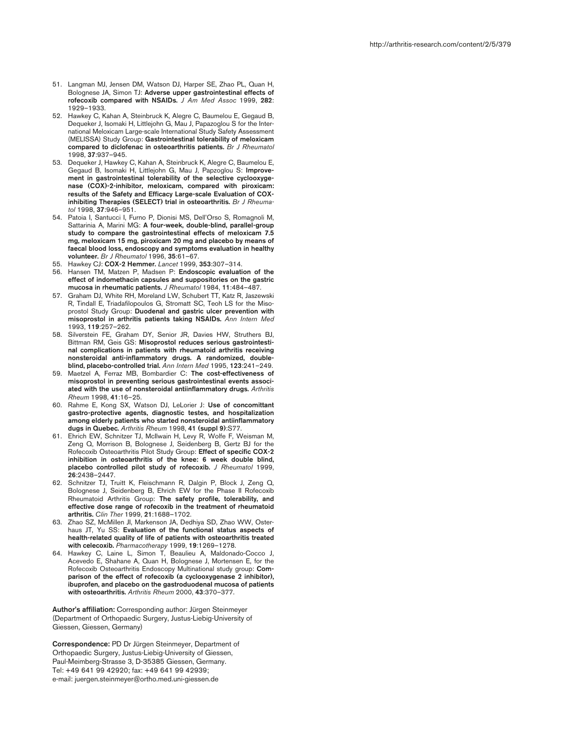51. Langman MJ, Jensen DM, Watson DJ, Harper SE, Zhao PL, Quan H, Bolognese JA, Simon TJ: **Adverse upper gastrointestinal effects of rofecoxib compared with NSAIDs.** *J Am Med Assoc* 1999, **282**: 1929–1933.
52. Hawkey C, Kahan A, Steinbruck K, Alegre C, Baumelou E, Gegaud B, Dequeker J, Isomaki H, Littlejohn G, Mau J, Papazoglou S for the International Meloxicam Large-scale International Study Safety Assessment (MELISSA) Study Group: **Gastrointestinal tolerability of meloxicam compared to diclofenac in osteoarthritis patients.** *Br J Rheumatol* 1998, **37**:937–945.
53. Dequeker J, Hawkey C, Kahan A, Steinbruck K, Alegre C, Baumelou E, Gegaud B, Isomaki H, Littlejohn G, Mau J, Papzoglou S: **Improvement in gastrointestinal tolerability of the selective cyclooxygenase (COX)-2-inhibitor, meloxicam, compared with piroxicam: results of the Safety and Efficacy Large-scale Evaluation of COX-inhibiting Therapies (SELECT) trial in osteoarthritis.** *Br J Rheumatol* 1998, **37**:946–951.
54. Patoia I, Santucci I, Furno P, Dionisi MS, Dell'Orso S, Romagnoli M, Sattarinia A, Marini MG: **A four-week, double-blind, parallel-group study to compare the gastrointestinal effects of meloxicam 7.5 mg, meloxicam 15 mg, piroxicam 20 mg and placebo by means of faecal blood loss, endoscopy and symptoms evaluation in healthy volunteer.** *Br J Rheumatol* 1996, **35**:61–67.
55. Hawkey CJ: **COX-2 Hemmer.** *Lancet* 1999, **353**:307–314.
56. Hansen TM, Matzen P, Madsen P: **Endoscopic evaluation of the effect of indomethacin capsules and suppositories on the gastric mucosa in rheumatic patients.** *J Rheumatol* 1984, **11**:484–487.
57. Graham DJ, White RH, Moreland LW, Schubert TT, Katz R, Jaszewski R, Tindall E, Triadafilopoulos G, Stromatt SC, Teoh LS for the Misoprostol Study Group: **Duodenal and gastric ulcer prevention with misoprostol in arthritis patients taking NSAIDs.** *Ann Intern Med* 1993, **119**:257–262.
58. Silverstein FE, Graham DY, Senior JR, Davies HW, Struthers BJ, Bittman RM, Geis GS: **Misoprostol reduces serious gastrointestinal complications in patients with rheumatoid arthritis receiving nonsteroidal anti-inflammatory drugs. A randomized, double-blind, placebo-controlled trial.** *Ann Intern Med* 1995, **123**:241–249.
59. Maetzel A, Ferraz MB, Bombardier C: **The cost-effectiveness of misoprostol in preventing serious gastrointestinal events associated with the use of nonsteroidal antiinflammatory drugs.** *Arthritis Rheum* 1998, **41**:16–25.
60. Rahme E, Kong SX, Watson DJ, LeLorier J: **Use of concomittant gastro-protective agents, diagnostic testes, and hospitalization among elderly patients who started nonsteroidal antiinflammatory dugs in Quebec.** *Arthritis Rheum* 1998, **41 (suppl 9)**:S77.
61. Ehrich EW, Schnitzer TJ, McIlwain H, Levy R, Wolfe F, Weisman M, Zeng Q, Morrison B, Bolognese J, Seidenberg B, Gertz BJ for the Rofecoxib Osteoarthritis Pilot Study Group: **Effect of specific COX-2 inhibition in osteoarthritis of the knee: 6 week double blind, placebo controlled pilot study of rofecoxib.** *J Rheumatol* 1999, **26**:2438–2447.
62. Schnitzer TJ, Truitt K, Fleischmann R, Dalgin P, Block J, Zeng Q, Bolognese J, Seidenberg B, Ehrich EW for the Phase II Rofecoxib Rheumatoid Arthritis Group: **The safety profile, tolerability, and effective dose range of rofecoxib in the treatment of rheumatoid arthritis.** *Clin Ther* 1999, **21**:1688–1702.
63. Zhao SZ, McMillen JI, Markenson JA, Dedhiya SD, Zhao WW, Osterhaus JT, Yu SS: **Evaluation of the functional status aspects of health-related quality of life of patients with osteoarthritis treated with celecoxib.** *Pharmacotherapy* 1999, **19**:1269–1278.
64. Hawkey C, Laine L, Simon T, Beaulieu A, Maldonado-Cocco J, Acevedo E, Shahane A, Quan H, Bolognese J, Mortensen E, for the Rofecoxib Osteoarthritis Endoscopy Multinational study group: **Comparison of the effect of rofecoxib (a cyclooxygenase 2 inhibitor), ibuprofen, and placebo on the gastroduodenal mucosa of patients with osteoarthritis.** *Arthritis Rheum* 2000, **43**:370–377.

**Author's affiliation:** Corresponding author: Jürgen Steinmeyer (Department of Orthopaedic Surgery, Justus-Liebig-University of Giessen, Giessen, Germany)

**Correspondence:** PD Dr Jürgen Steinmeyer, Department of Orthopaedic Surgery, Justus-Liebig-University of Giessen, Paul-Meimberg-Strasse 3, D-35385 Giessen, Germany. Tel: +49 641 99 42920; fax: +49 641 99 42939; e-mail: juergen.steinmeyer@ortho.med.uni-giessen.de